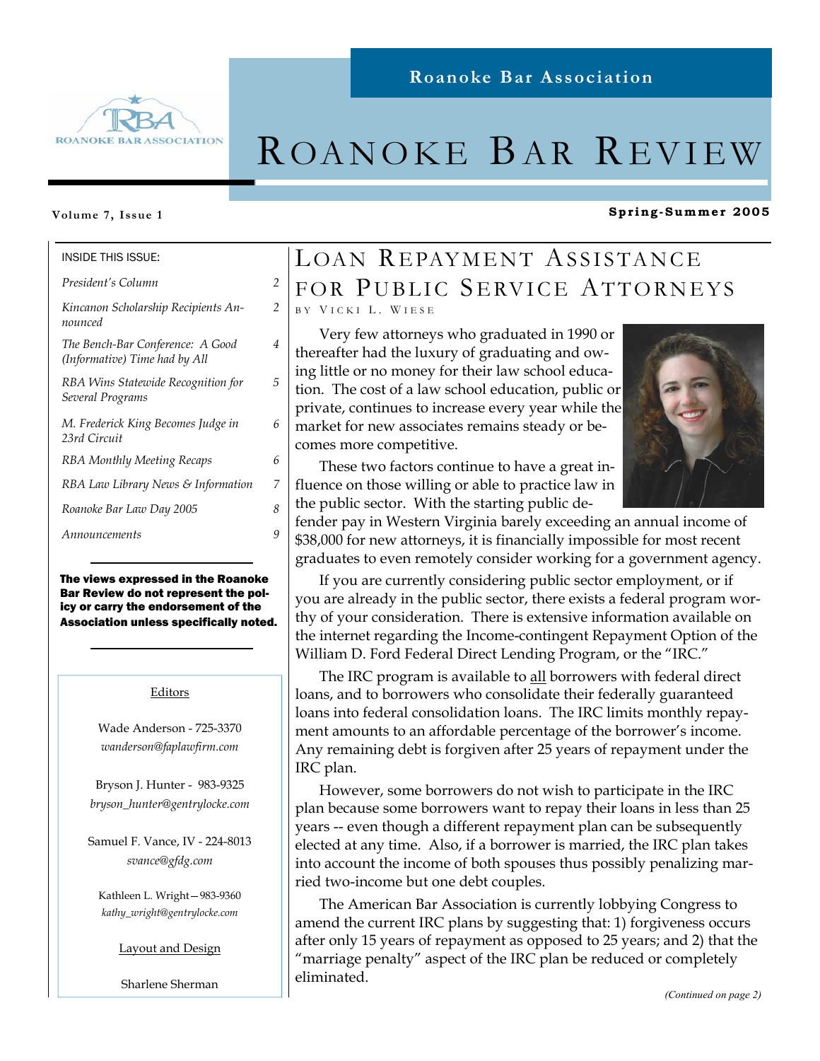Roanoke Bar Association

# ROANOKE BAR REVIEW

Volume 7, Issue 1 — Spring-Summer 2005

**INSIDE THIS ISSUE:**

| | |
|---|---|
| *President's Column* | 2 |
| *Kincanon Scholarship Recipients Announced* | 2 |
| *The Bench-Bar Conference: A Good (Informative) Time had by All* | 4 |
| *RBA Wins Statewide Recognition for Several Programs* | 5 |
| *M. Frederick King Becomes Judge in 23rd Circuit* | 6 |
| *RBA Monthly Meeting Recaps* | 6 |
| *RBA Law Library News & Information* | 7 |
| *Roanoke Bar Law Day 2005* | 8 |
| *Announcements* | 9 |

**The views expressed in the Roanoke Bar Review do not represent the policy or carry the endorsement of the Association unless specifically noted.**

Editors

Wade Anderson - 725-3370
*wanderson@faplawfirm.com*

Bryson J. Hunter - 983-9325
*bryson_hunter@gentrylocke.com*

Samuel F. Vance, IV - 224-8013
*svance@gfdg.com*

Kathleen L. Wright—983-9360
*kathy_wright@gentrylocke.com*

Layout and Design

Sharlene Sherman

## LOAN REPAYMENT ASSISTANCE FOR PUBLIC SERVICE ATTORNEYS

BY VICKI L. WIESE

Very few attorneys who graduated in 1990 or thereafter had the luxury of graduating and owing little or no money for their law school education. The cost of a law school education, public or private, continues to increase every year while the market for new associates remains steady or becomes more competitive.

These two factors continue to have a great influence on those willing or able to practice law in the public sector. With the starting public defender pay in Western Virginia barely exceeding an annual income of $38,000 for new attorneys, it is financially impossible for most recent graduates to even remotely consider working for a government agency.

If you are currently considering public sector employment, or if you are already in the public sector, there exists a federal program worthy of your consideration. There is extensive information available on the internet regarding the Income-contingent Repayment Option of the William D. Ford Federal Direct Lending Program, or the "IRC."

The IRC program is available to all borrowers with federal direct loans, and to borrowers who consolidate their federally guaranteed loans into federal consolidation loans. The IRC limits monthly repayment amounts to an affordable percentage of the borrower's income. Any remaining debt is forgiven after 25 years of repayment under the IRC plan.

However, some borrowers do not wish to participate in the IRC plan because some borrowers want to repay their loans in less than 25 years -- even though a different repayment plan can be subsequently elected at any time. Also, if a borrower is married, the IRC plan takes into account the income of both spouses thus possibly penalizing married two-income but one debt couples.

The American Bar Association is currently lobbying Congress to amend the current IRC plans by suggesting that: 1) forgiveness occurs after only 15 years of repayment as opposed to 25 years; and 2) that the "marriage penalty" aspect of the IRC plan be reduced or completely eliminated.

*(Continued on page 2)*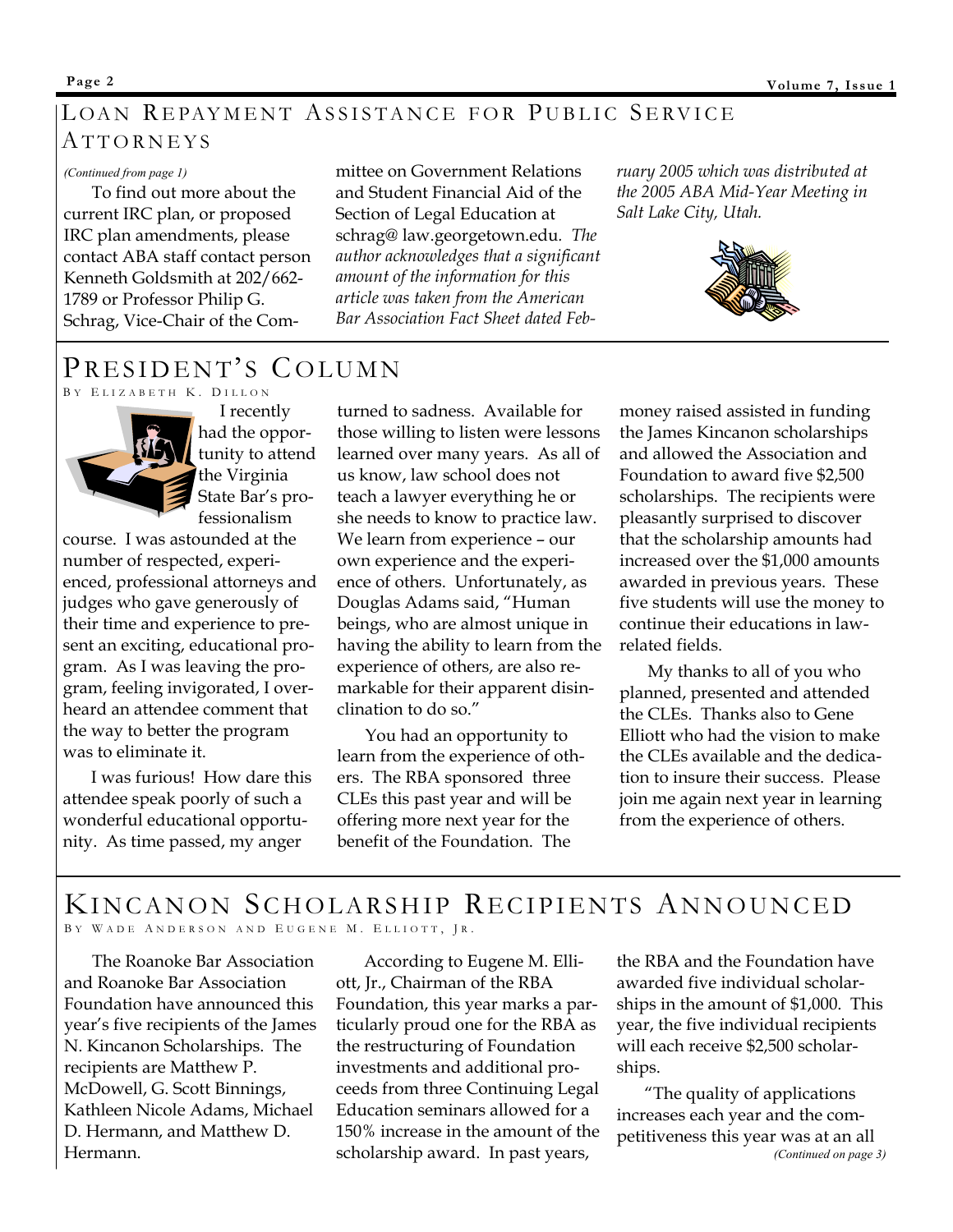## Loan Repayment Assistance for Public Service Attorneys

*(Continued from page 1)*

To find out more about the current IRC plan, or proposed IRC plan amendments, please contact ABA staff contact person Kenneth Goldsmith at 202/662-1789 or Professor Philip G. Schrag, Vice-Chair of the Committee on Government Relations and Student Financial Aid of the Section of Legal Education at schrag@ law.georgetown.edu. *The author acknowledges that a significant amount of the information for this article was taken from the American Bar Association Fact Sheet dated February 2005 which was distributed at the 2005 ABA Mid-Year Meeting in Salt Lake City, Utah.*

## President's Column

By Elizabeth K. Dillon

I recently had the opportunity to attend the Virginia State Bar's professionalism course. I was astounded at the number of respected, experienced, professional attorneys and judges who gave generously of their time and experience to present an exciting, educational program. As I was leaving the program, feeling invigorated, I overheard an attendee comment that the way to better the program was to eliminate it.

I was furious! How dare this attendee speak poorly of such a wonderful educational opportunity. As time passed, my anger turned to sadness. Available for those willing to listen were lessons learned over many years. As all of us know, law school does not teach a lawyer everything he or she needs to know to practice law. We learn from experience – our own experience and the experience of others. Unfortunately, as Douglas Adams said, "Human beings, who are almost unique in having the ability to learn from the experience of others, are also remarkable for their apparent disinclination to do so."

You had an opportunity to learn from the experience of others. The RBA sponsored three CLEs this past year and will be offering more next year for the benefit of the Foundation. The money raised assisted in funding the James Kincanon scholarships and allowed the Association and Foundation to award five $2,500 scholarships. The recipients were pleasantly surprised to discover that the scholarship amounts had increased over the $1,000 amounts awarded in previous years. These five students will use the money to continue their educations in law-related fields.

My thanks to all of you who planned, presented and attended the CLEs. Thanks also to Gene Elliott who had the vision to make the CLEs available and the dedication to insure their success. Please join me again next year in learning from the experience of others.

## Kincanon Scholarship Recipients Announced

By Wade Anderson and Eugene M. Elliott, Jr.

The Roanoke Bar Association and Roanoke Bar Association Foundation have announced this year's five recipients of the James N. Kincanon Scholarships. The recipients are Matthew P. McDowell, G. Scott Binnings, Kathleen Nicole Adams, Michael D. Hermann, and Matthew D. Hermann.

According to Eugene M. Elliott, Jr., Chairman of the RBA Foundation, this year marks a particularly proud one for the RBA as the restructuring of Foundation investments and additional proceeds from three Continuing Legal Education seminars allowed for a 150% increase in the amount of the scholarship award. In past years, the RBA and the Foundation have awarded five individual scholarships in the amount of $1,000. This year, the five individual recipients will each receive $2,500 scholarships.

"The quality of applications increases each year and the competitiveness this year was at an all

*(Continued on page 3)*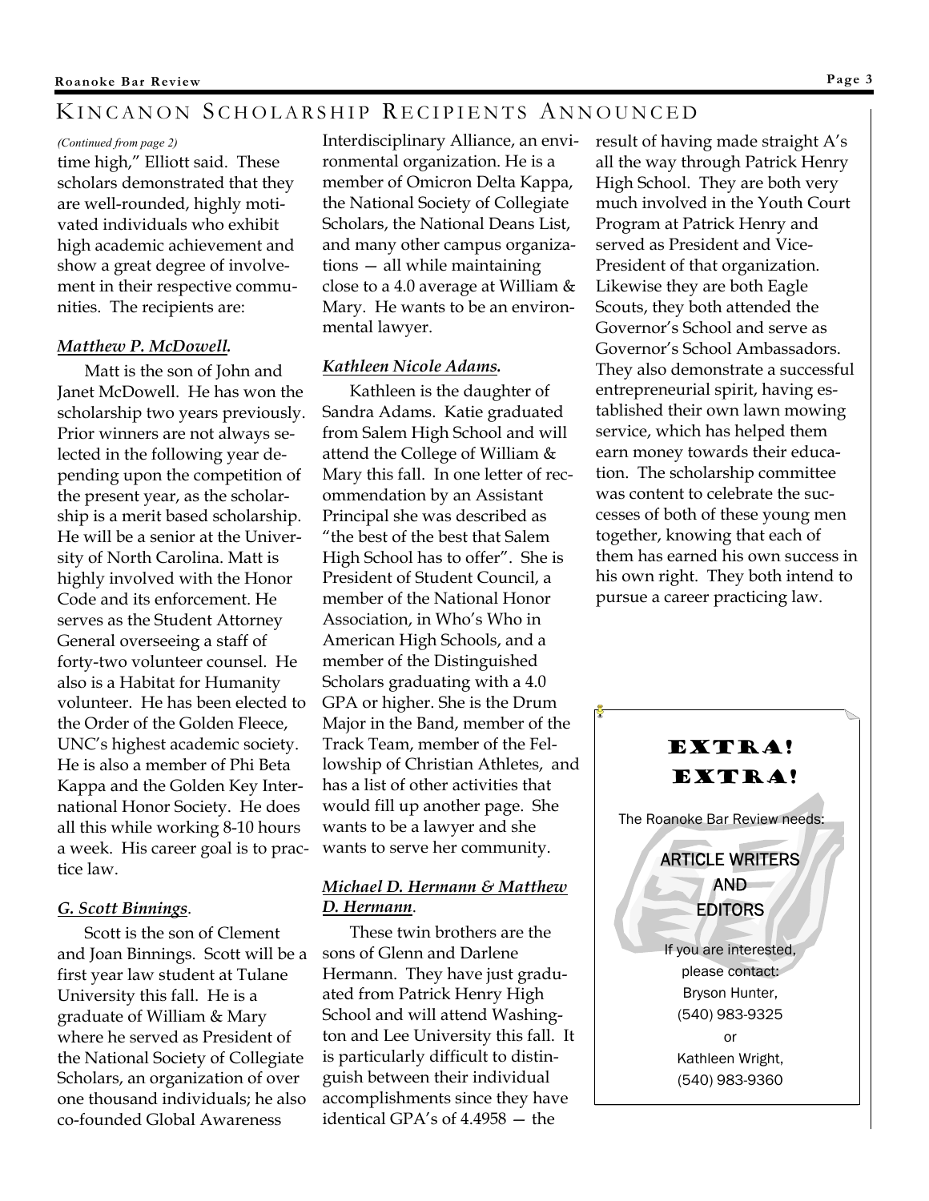## Kincanon Scholarship Recipients Announced

*(Continued from page 2)*

time high," Elliott said. These scholars demonstrated that they are well-rounded, highly motivated individuals who exhibit high academic achievement and show a great degree of involvement in their respective communities. The recipients are:

***Matthew P. McDowell.***

Matt is the son of John and Janet McDowell. He has won the scholarship two years previously. Prior winners are not always selected in the following year depending upon the competition of the present year, as the scholarship is a merit based scholarship. He will be a senior at the University of North Carolina. Matt is highly involved with the Honor Code and its enforcement. He serves as the Student Attorney General overseeing a staff of forty-two volunteer counsel. He also is a Habitat for Humanity volunteer. He has been elected to the Order of the Golden Fleece, UNC's highest academic society. He is also a member of Phi Beta Kappa and the Golden Key International Honor Society. He does all this while working 8-10 hours a week. His career goal is to practice law.

***G. Scott Binnings.***

Scott is the son of Clement and Joan Binnings. Scott will be a first year law student at Tulane University this fall. He is a graduate of William & Mary where he served as President of the National Society of Collegiate Scholars, an organization of over one thousand individuals; he also co-founded Global Awareness Interdisciplinary Alliance, an environmental organization. He is a member of Omicron Delta Kappa, the National Society of Collegiate Scholars, the National Deans List, and many other campus organizations — all while maintaining close to a 4.0 average at William & Mary. He wants to be an environmental lawyer.

***Kathleen Nicole Adams.***

Kathleen is the daughter of Sandra Adams. Katie graduated from Salem High School and will attend the College of William & Mary this fall. In one letter of recommendation by an Assistant Principal she was described as "the best of the best that Salem High School has to offer". She is President of Student Council, a member of the National Honor Association, in Who's Who in American High Schools, and a member of the Distinguished Scholars graduating with a 4.0 GPA or higher. She is the Drum Major in the Band, member of the Track Team, member of the Fellowship of Christian Athletes, and has a list of other activities that would fill up another page. She wants to be a lawyer and she wants to serve her community.

***Michael D. Hermann & Matthew D. Hermann.***

These twin brothers are the sons of Glenn and Darlene Hermann. They have just graduated from Patrick Henry High School and will attend Washington and Lee University this fall. It is particularly difficult to distinguish between their individual accomplishments since they have identical GPA's of 4.4958 — the result of having made straight A's all the way through Patrick Henry High School. They are both very much involved in the Youth Court Program at Patrick Henry and served as President and Vice-President of that organization. Likewise they are both Eagle Scouts, they both attended the Governor's School and serve as Governor's School Ambassadors. They also demonstrate a successful entrepreneurial spirit, having established their own lawn mowing service, which has helped them earn money towards their education. The scholarship committee was content to celebrate the successes of both of these young men together, knowing that each of them has earned his own success in his own right. They both intend to pursue a career practicing law.

---

**EXTRA! EXTRA!**

The Roanoke Bar Review needs:

ARTICLE WRITERS
AND
EDITORS

If you are interested, please contact:
Bryson Hunter,
(540) 983-9325
or
Kathleen Wright,
(540) 983-9360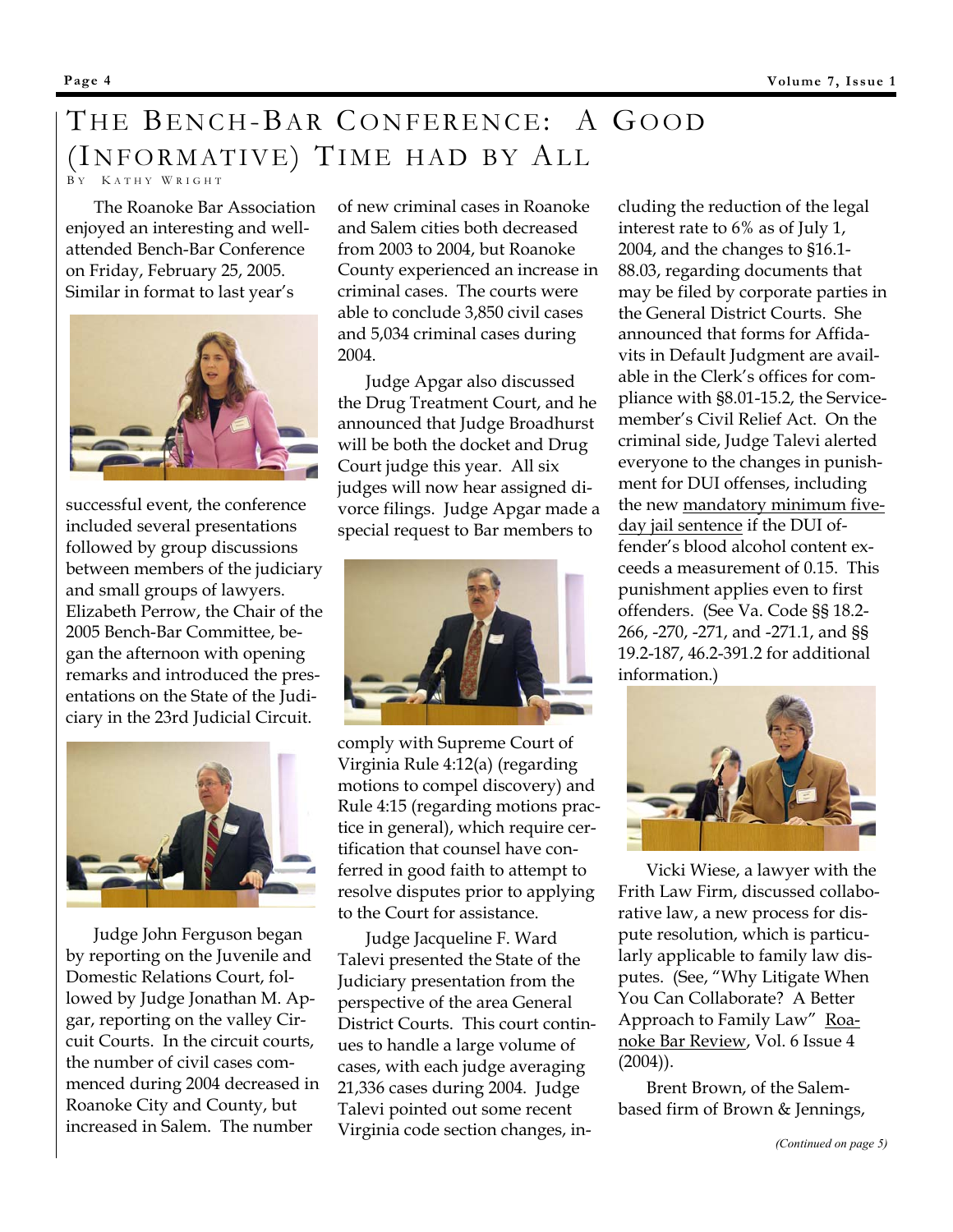# THE BENCH-BAR CONFERENCE: A GOOD (INFORMATIVE) TIME HAD BY ALL

BY KATHY WRIGHT

The Roanoke Bar Association enjoyed an interesting and well-attended Bench-Bar Conference on Friday, February 25, 2005. Similar in format to last year's successful event, the conference included several presentations followed by group discussions between members of the judiciary and small groups of lawyers. Elizabeth Perrow, the Chair of the 2005 Bench-Bar Committee, began the afternoon with opening remarks and introduced the presentations on the State of the Judiciary in the 23rd Judicial Circuit.

Judge John Ferguson began by reporting on the Juvenile and Domestic Relations Court, followed by Judge Jonathan M. Apgar, reporting on the valley Circuit Courts. In the circuit courts, the number of civil cases commenced during 2004 decreased in Roanoke City and County, but increased in Salem. The number of new criminal cases in Roanoke and Salem cities both decreased from 2003 to 2004, but Roanoke County experienced an increase in criminal cases. The courts were able to conclude 3,850 civil cases and 5,034 criminal cases during 2004.

Judge Apgar also discussed the Drug Treatment Court, and he announced that Judge Broadhurst will be both the docket and Drug Court judge this year. All six judges will now hear assigned divorce filings. Judge Apgar made a special request to Bar members to comply with Supreme Court of Virginia Rule 4:12(a) (regarding motions to compel discovery) and Rule 4:15 (regarding motions practice in general), which require certification that counsel have conferred in good faith to attempt to resolve disputes prior to applying to the Court for assistance.

Judge Jacqueline F. Ward Talevi presented the State of the Judiciary presentation from the perspective of the area General District Courts. This court continues to handle a large volume of cases, with each judge averaging 21,336 cases during 2004. Judge Talevi pointed out some recent Virginia code section changes, including the reduction of the legal interest rate to 6% as of July 1, 2004, and the changes to §16.1-88.03, regarding documents that may be filed by corporate parties in the General District Courts. She announced that forms for Affidavits in Default Judgment are available in the Clerk's offices for compliance with §8.01-15.2, the Servicemember's Civil Relief Act. On the criminal side, Judge Talevi alerted everyone to the changes in punishment for DUI offenses, including the new <u>mandatory minimum five-day jail sentence</u> if the DUI offender's blood alcohol content exceeds a measurement of 0.15. This punishment applies even to first offenders. (See Va. Code §§ 18.2-266, -270, -271, and -271.1, and §§ 19.2-187, 46.2-391.2 for additional information.)

Vicki Wiese, a lawyer with the Frith Law Firm, discussed collaborative law, a new process for dispute resolution, which is particularly applicable to family law disputes. (See, "Why Litigate When You Can Collaborate? A Better Approach to Family Law" <u>Roanoke Bar Review</u>, Vol. 6 Issue 4 (2004)).

Brent Brown, of the Salem-based firm of Brown & Jennings,

*(Continued on page 5)*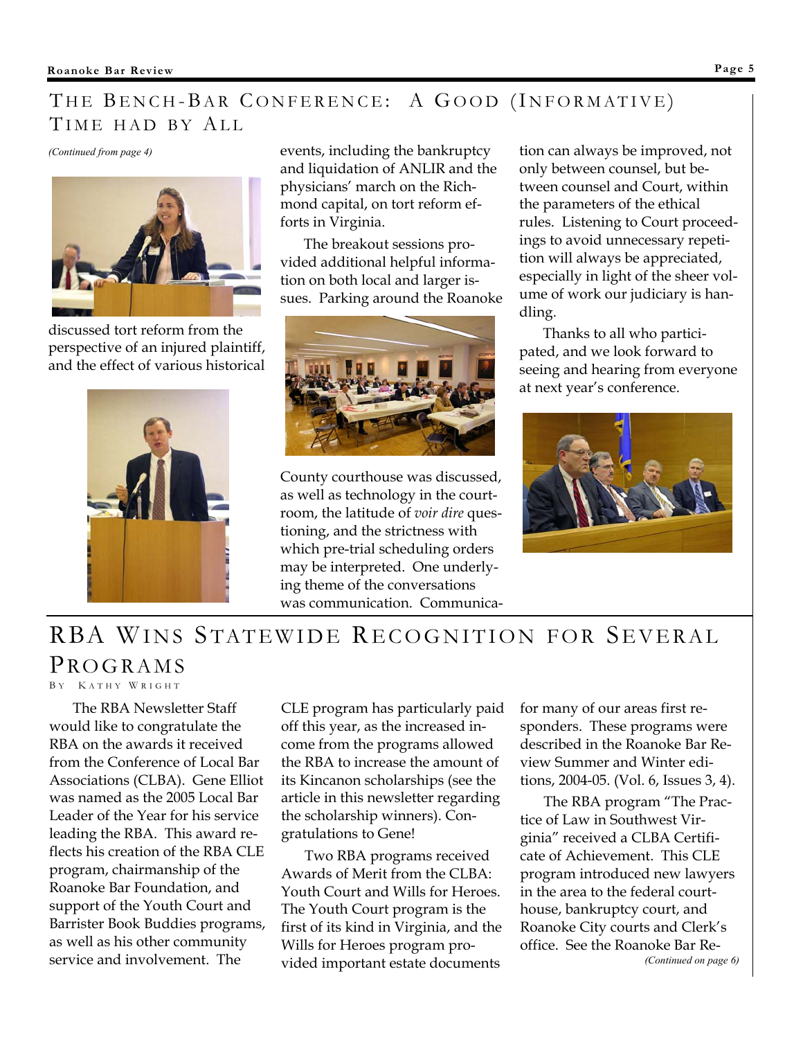## The Bench-Bar Conference: A Good (Informative) Time Had By All

*(Continued from page 4)*

discussed tort reform from the perspective of an injured plaintiff, and the effect of various historical events, including the bankruptcy and liquidation of ANLIR and the physicians' march on the Richmond capital, on tort reform efforts in Virginia.

The breakout sessions provided additional helpful information on both local and larger issues. Parking around the Roanoke County courthouse was discussed, as well as technology in the courtroom, the latitude of *voir dire* questioning, and the strictness with which pre-trial scheduling orders may be interpreted. One underlying theme of the conversations was communication. Communication can always be improved, not only between counsel, but between counsel and Court, within the parameters of the ethical rules. Listening to Court proceedings to avoid unnecessary repetition will always be appreciated, especially in light of the sheer volume of work our judiciary is handling.

Thanks to all who participated, and we look forward to seeing and hearing from everyone at next year's conference.

## RBA Wins Statewide Recognition for Several Programs

By Kathy Wright

The RBA Newsletter Staff would like to congratulate the RBA on the awards it received from the Conference of Local Bar Associations (CLBA). Gene Elliot was named as the 2005 Local Bar Leader of the Year for his service leading the RBA. This award reflects his creation of the RBA CLE program, chairmanship of the Roanoke Bar Foundation, and support of the Youth Court and Barrister Book Buddies programs, as well as his other community service and involvement. The CLE program has particularly paid off this year, as the increased income from the programs allowed the RBA to increase the amount of its Kincanon scholarships (see the article in this newsletter regarding the scholarship winners). Congratulations to Gene!

Two RBA programs received Awards of Merit from the CLBA: Youth Court and Wills for Heroes. The Youth Court program is the first of its kind in Virginia, and the Wills for Heroes program provided important estate documents for many of our areas first responders. These programs were described in the Roanoke Bar Review Summer and Winter editions, 2004-05. (Vol. 6, Issues 3, 4).

The RBA program "The Practice of Law in Southwest Virginia" received a CLBA Certificate of Achievement. This CLE program introduced new lawyers in the area to the federal courthouse, bankruptcy court, and Roanoke City courts and Clerk's office. See the Roanoke Bar Re-

*(Continued on page 6)*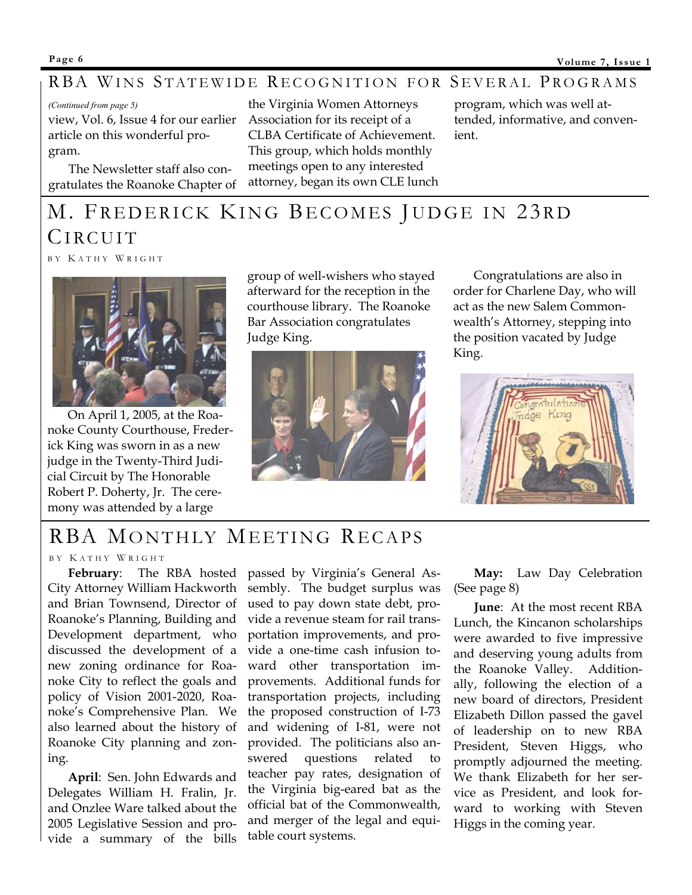## RBA Wins Statewide Recognition for Several Programs

*(Continued from page 5)*

view, Vol. 6, Issue 4 for our earlier article on this wonderful program.

The Newsletter staff also congratulates the Roanoke Chapter of the Virginia Women Attorneys Association for its receipt of a CLBA Certificate of Achievement. This group, which holds monthly meetings open to any interested attorney, began its own CLE lunch program, which was well attended, informative, and convenient.

## M. Frederick King Becomes Judge in 23rd Circuit

By Kathy Wright

On April 1, 2005, at the Roanoke County Courthouse, Frederick King was sworn in as a new judge in the Twenty-Third Judicial Circuit by The Honorable Robert P. Doherty, Jr. The ceremony was attended by a large group of well-wishers who stayed afterward for the reception in the courthouse library. The Roanoke Bar Association congratulates Judge King.

Congratulations are also in order for Charlene Day, who will act as the new Salem Commonwealth's Attorney, stepping into the position vacated by Judge King.

## RBA Monthly Meeting Recaps

By Kathy Wright

**February**: The RBA hosted City Attorney William Hackworth and Brian Townsend, Director of Roanoke's Planning, Building and Development department, who discussed the development of a new zoning ordinance for Roanoke City to reflect the goals and policy of Vision 2001-2020, Roanoke's Comprehensive Plan. We also learned about the history of Roanoke City planning and zoning.

**April**: Sen. John Edwards and Delegates William H. Fralin, Jr. and Onzlee Ware talked about the 2005 Legislative Session and provide a summary of the bills passed by Virginia's General Assembly. The budget surplus was used to pay down state debt, provide a revenue steam for rail transportation improvements, and provide a one-time cash infusion toward other transportation improvements. Additional funds for transportation projects, including the proposed construction of I-73 and widening of I-81, were not provided. The politicians also answered questions related to teacher pay rates, designation of the Virginia big-eared bat as the official bat of the Commonwealth, and merger of the legal and equitable court systems.

**May:** Law Day Celebration (See page 8)

**June**: At the most recent RBA Lunch, the Kincanon scholarships were awarded to five impressive and deserving young adults from the Roanoke Valley. Additionally, following the election of a new board of directors, President Elizabeth Dillon passed the gavel of leadership on to new RBA President, Steven Higgs, who promptly adjourned the meeting. We thank Elizabeth for her service as President, and look forward to working with Steven Higgs in the coming year.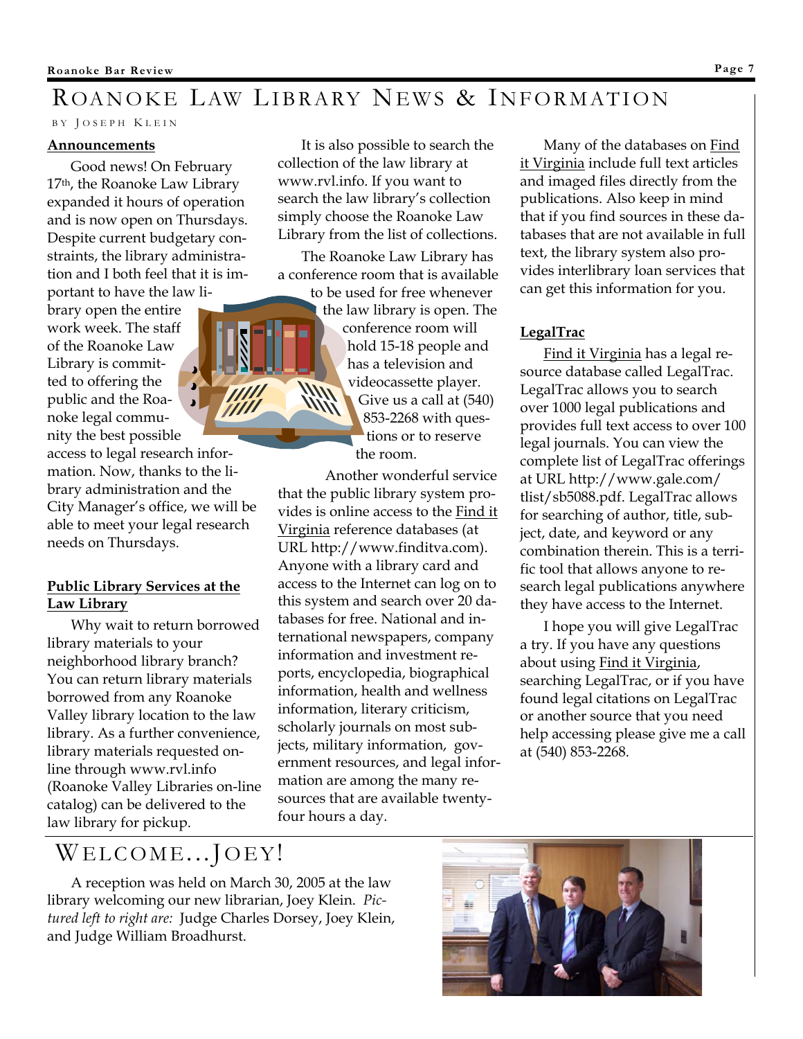# Roanoke Law Library News & Information

BY JOSEPH KLEIN

**Announcements**

Good news! On February 17th, the Roanoke Law Library expanded it hours of operation and is now open on Thursdays. Despite current budgetary constraints, the library administration and I both feel that it is important to have the law library open the entire work week. The staff of the Roanoke Law Library is committed to offering the public and the Roanoke legal community the best possible access to legal research information. Now, thanks to the library administration and the City Manager's office, we will be able to meet your legal research needs on Thursdays.

**Public Library Services at the Law Library**

Why wait to return borrowed library materials to your neighborhood library branch? You can return library materials borrowed from any Roanoke Valley library location to the law library. As a further convenience, library materials requested online through www.rvl.info (Roanoke Valley Libraries on-line catalog) can be delivered to the law library for pickup.

It is also possible to search the collection of the law library at www.rvl.info. If you want to search the law library's collection simply choose the Roanoke Law Library from the list of collections.

The Roanoke Law Library has a conference room that is available to be used for free whenever the law library is open. The conference room will hold 15-18 people and has a television and videocassette player. Give us a call at (540) 853-2268 with questions or to reserve the room.

Another wonderful service that the public library system provides is online access to the Find it Virginia reference databases (at URL http://www.finditva.com). Anyone with a library card and access to the Internet can log on to this system and search over 20 databases for free. National and international newspapers, company information and investment reports, encyclopedia, biographical information, health and wellness information, literary criticism, scholarly journals on most subjects, military information, government resources, and legal information are among the many resources that are available twenty-four hours a day.

Many of the databases on Find it Virginia include full text articles and imaged files directly from the publications. Also keep in mind that if you find sources in these databases that are not available in full text, the library system also provides interlibrary loan services that can get this information for you.

**LegalTrac**

Find it Virginia has a legal resource database called LegalTrac. LegalTrac allows you to search over 1000 legal publications and provides full text access to over 100 legal journals. You can view the complete list of LegalTrac offerings at URL http://www.gale.com/tlist/sb5088.pdf. LegalTrac allows for searching of author, title, subject, date, and keyword or any combination therein. This is a terrific tool that allows anyone to research legal publications anywhere they have access to the Internet.

I hope you will give LegalTrac a try. If you have any questions about using Find it Virginia, searching LegalTrac, or if you have found legal citations on LegalTrac or another source that you need help accessing please give me a call at (540) 853-2268.

# Welcome...Joey!

A reception was held on March 30, 2005 at the law library welcoming our new librarian, Joey Klein. *Pictured left to right are:* Judge Charles Dorsey, Joey Klein, and Judge William Broadhurst.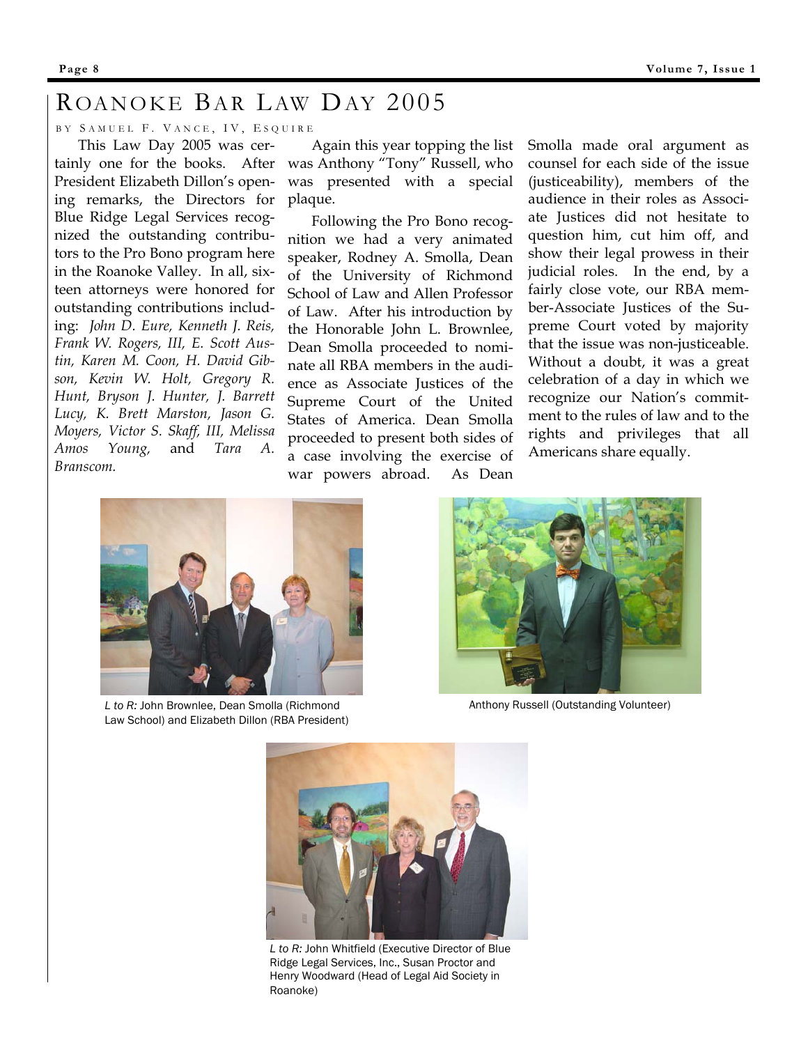# Roanoke Bar Law Day 2005

By Samuel F. Vance, IV, Esquire

This Law Day 2005 was certainly one for the books. After President Elizabeth Dillon's opening remarks, the Directors for Blue Ridge Legal Services recognized the outstanding contributors to the Pro Bono program here in the Roanoke Valley. In all, sixteen attorneys were honored for outstanding contributions including: *John D. Eure, Kenneth J. Reis, Frank W. Rogers, III, E. Scott Austin, Karen M. Coon, H. David Gibson, Kevin W. Holt, Gregory R. Hunt, Bryson J. Hunter, J. Barrett Lucy, K. Brett Marston, Jason G. Moyers, Victor S. Skaff, III, Melissa Amos Young,* and *Tara A. Branscom.*

Again this year topping the list was Anthony "Tony" Russell, who was presented with a special plaque.

Following the Pro Bono recognition we had a very animated speaker, Rodney A. Smolla, Dean of the University of Richmond School of Law and Allen Professor of Law. After his introduction by the Honorable John L. Brownlee, Dean Smolla proceeded to nominate all RBA members in the audience as Associate Justices of the Supreme Court of the United States of America. Dean Smolla proceeded to present both sides of a case involving the exercise of war powers abroad. As Dean Smolla made oral argument as counsel for each side of the issue (justiceability), members of the audience in their roles as Associate Justices did not hesitate to question him, cut him off, and show their legal prowess in their judicial roles. In the end, by a fairly close vote, our RBA member-Associate Justices of the Supreme Court voted by majority that the issue was non-justiceable. Without a doubt, it was a great celebration of a day in which we recognize our Nation's commitment to the rules of law and to the rights and privileges that all Americans share equally.

*L to R:* John Brownlee, Dean Smolla (Richmond Law School) and Elizabeth Dillon (RBA President)

Anthony Russell (Outstanding Volunteer)

*L to R:* John Whitfield (Executive Director of Blue Ridge Legal Services, Inc., Susan Proctor and Henry Woodward (Head of Legal Aid Society in Roanoke)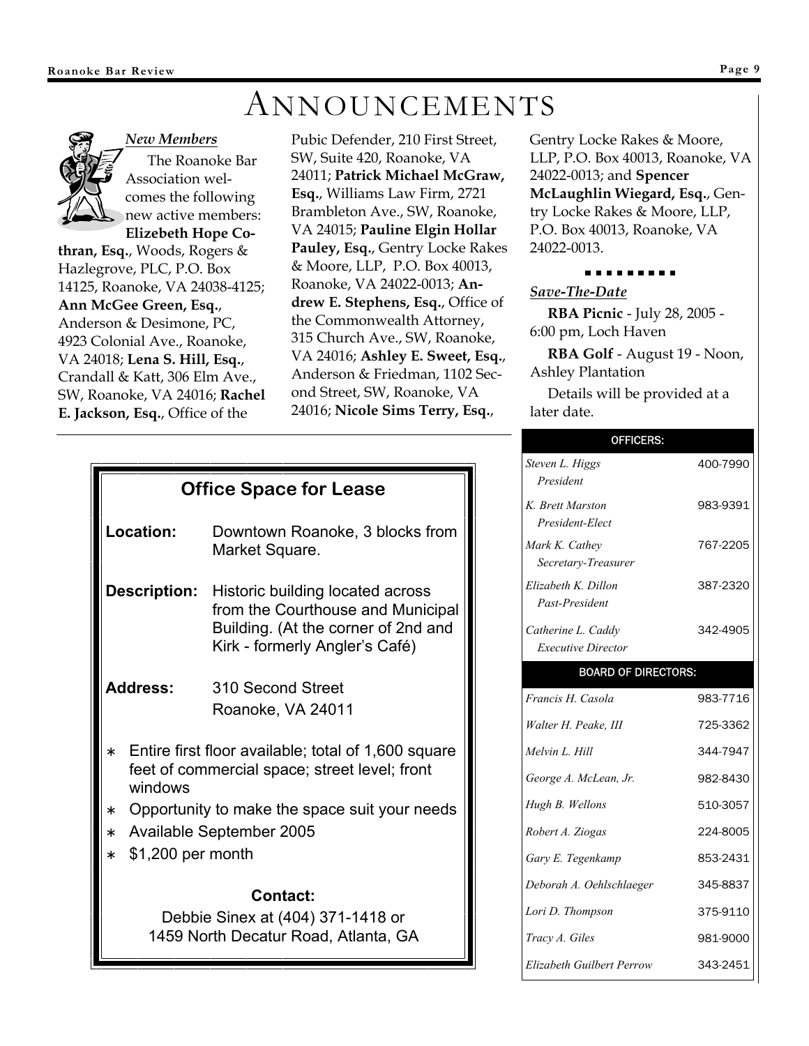# ANNOUNCEMENTS

***New Members***

The Roanoke Bar Association welcomes the following new active members: **Elizebeth Hope Cothran, Esq.**, Woods, Rogers & Hazlegrove, PLC, P.O. Box 14125, Roanoke, VA 24038-4125; **Ann McGee Green, Esq.**, Anderson & Desimone, PC, 4923 Colonial Ave., Roanoke, VA 24018; **Lena S. Hill, Esq.**, Crandall & Katt, 306 Elm Ave., SW, Roanoke, VA 24016; **Rachel E. Jackson, Esq.**, Office of the Pubic Defender, 210 First Street, SW, Suite 420, Roanoke, VA 24011; **Patrick Michael McGraw, Esq.**, Williams Law Firm, 2721 Brambleton Ave., SW, Roanoke, VA 24015; **Pauline Elgin Hollar Pauley, Esq.**, Gentry Locke Rakes & Moore, LLP, P.O. Box 40013, Roanoke, VA 24022-0013; **Andrew E. Stephens, Esq.**, Office of the Commonwealth Attorney, 315 Church Ave., SW, Roanoke, VA 24016; **Ashley E. Sweet, Esq.**, Anderson & Friedman, 1102 Second Street, SW, Roanoke, VA 24016; **Nicole Sims Terry, Esq.**, Gentry Locke Rakes & Moore, LLP, P.O. Box 40013, Roanoke, VA 24022-0013; and **Spencer McLaughlin Wiegard, Esq.**, Gentry Locke Rakes & Moore, LLP, P.O. Box 40013, Roanoke, VA 24022-0013.

***Save-The-Date***

**RBA Picnic** - July 28, 2005 - 6:00 pm, Loch Haven

**RBA Golf** - August 19 - Noon, Ashley Plantation

Details will be provided at a later date.

## Office Space for Lease

**Location:** Downtown Roanoke, 3 blocks from Market Square.

**Description:** Historic building located across from the Courthouse and Municipal Building. (At the corner of 2nd and Kirk - formerly Angler's Café)

**Address:** 310 Second Street
Roanoke, VA 24011

- Entire first floor available; total of 1,600 square feet of commercial space; street level; front windows
- Opportunity to make the space suit your needs
- Available September 2005
- $1,200 per month

**Contact:**
Debbie Sinex at (404) 371-1418 or
1459 North Decatur Road, Atlanta, GA

| OFFICERS: | |
|---|---|
| *Steven L. Higgs, President* | 400-7990 |
| *K. Brett Marston, President-Elect* | 983-9391 |
| *Mark K. Cathey, Secretary-Treasurer* | 767-2205 |
| *Elizabeth K. Dillon, Past-President* | 387-2320 |
| *Catherine L. Caddy, Executive Director* | 342-4905 |

| BOARD OF DIRECTORS: | |
|---|---|
| *Francis H. Casola* | 983-7716 |
| *Walter H. Peake, III* | 725-3362 |
| *Melvin L. Hill* | 344-7947 |
| *George A. McLean, Jr.* | 982-8430 |
| *Hugh B. Wellons* | 510-3057 |
| *Robert A. Ziogas* | 224-8005 |
| *Gary E. Tegenkamp* | 853-2431 |
| *Deborah A. Oehlschlaeger* | 345-8837 |
| *Lori D. Thompson* | 375-9110 |
| *Tracy A. Giles* | 981-9000 |
| *Elizabeth Guilbert Perrow* | 343-2451 |